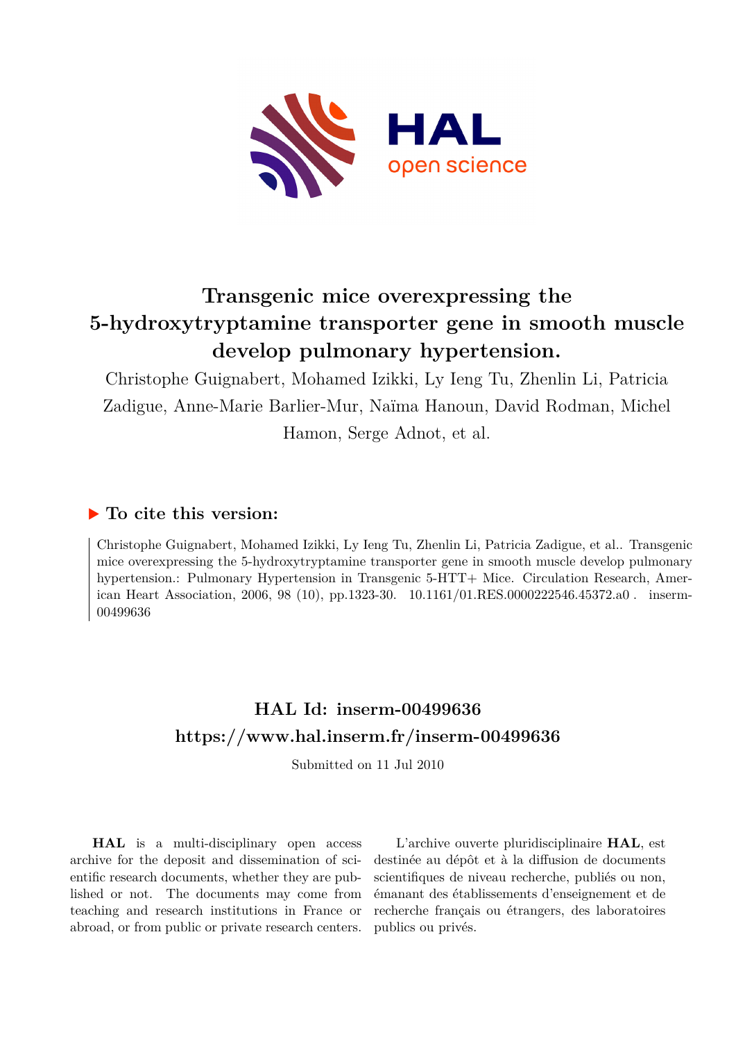# Transgenic mice overexpressing the 5-hydroxytryptamine transporter gene in smooth muscle develop pulmonary hypertension.

Christophe Guignabert, Mohamed Izikki, Ly Ieng Tu, Zhenlin Li, Patricia Zadigue, Anne-Marie Barlier-Mur, Naïma Hanoun, David Rodman, Michel Hamon, Serge Adnot, et al.

## ▶ To cite this version:

Christophe Guignabert, Mohamed Izikki, Ly Ieng Tu, Zhenlin Li, Patricia Zadigue, et al.. Transgenic mice overexpressing the 5-hydroxytryptamine transporter gene in smooth muscle develop pulmonary hypertension.: Pulmonary Hypertension in Transgenic 5-HTT+ Mice. Circulation Research, American Heart Association, 2006, 98 (10), pp.1323-30. 10.1161/01.RES.0000222546.45372.a0 . inserm-00499636

## HAL Id: inserm-00499636
## https://www.hal.inserm.fr/inserm-00499636

Submitted on 11 Jul 2010

**HAL** is a multi-disciplinary open access archive for the deposit and dissemination of scientific research documents, whether they are published or not. The documents may come from teaching and research institutions in France or abroad, or from public or private research centers.

L'archive ouverte pluridisciplinaire **HAL**, est destinée au dépôt et à la diffusion de documents scientifiques de niveau recherche, publiés ou non, émanant des établissements d'enseignement et de recherche français ou étrangers, des laboratoires publics ou privés.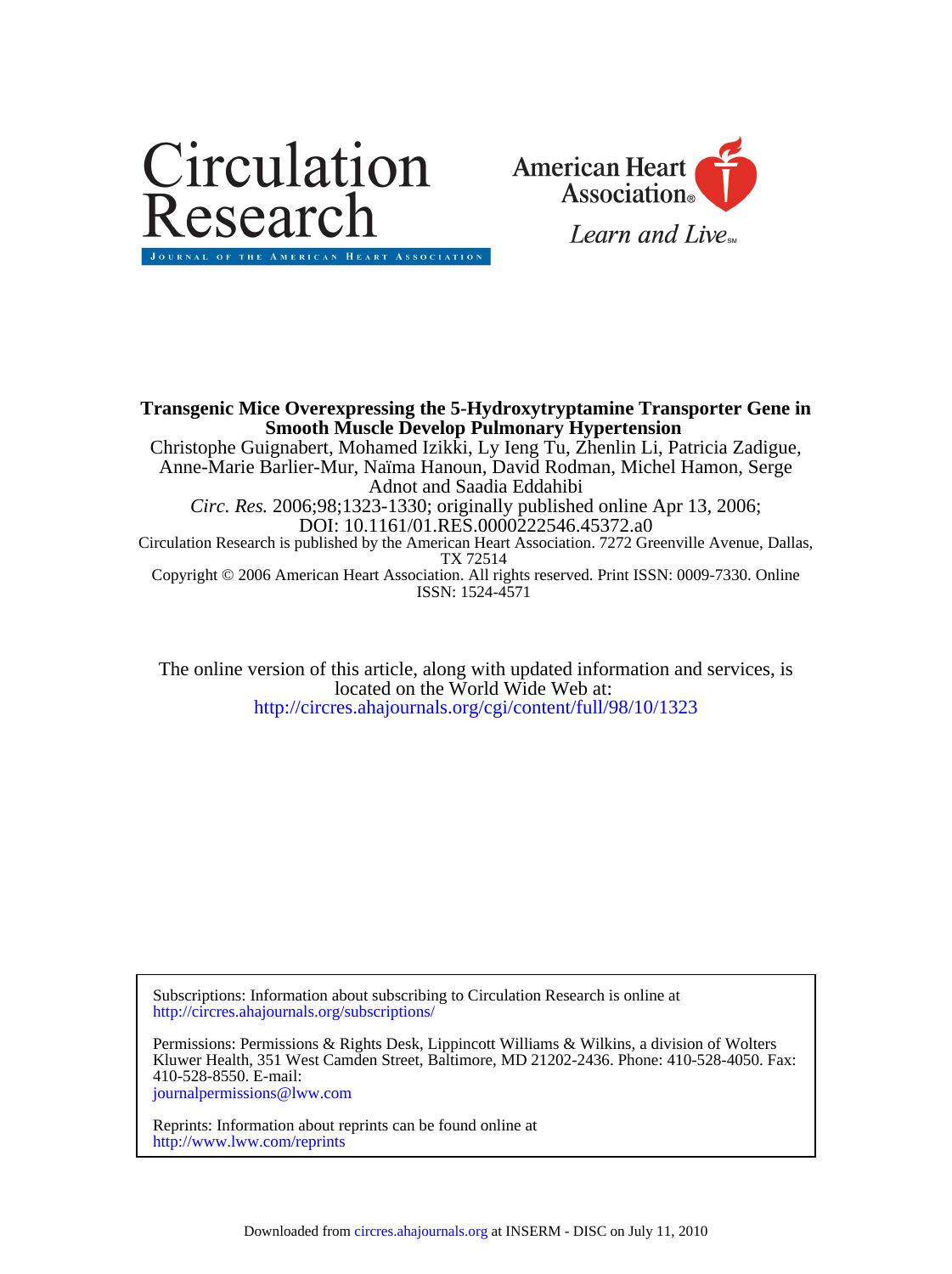**Transgenic Mice Overexpressing the 5-Hydroxytryptamine Transporter Gene in Smooth Muscle Develop Pulmonary Hypertension**

Christophe Guignabert, Mohamed Izikki, Ly Ieng Tu, Zhenlin Li, Patricia Zadigue, Anne-Marie Barlier-Mur, Naïma Hanoun, David Rodman, Michel Hamon, Serge Adnot and Saadia Eddahibi

*Circ. Res.* 2006;98;1323-1330; originally published online Apr 13, 2006;

DOI: 10.1161/01.RES.0000222546.45372.a0

Circulation Research is published by the American Heart Association. 7272 Greenville Avenue, Dallas, TX 72514

Copyright © 2006 American Heart Association. All rights reserved. Print ISSN: 0009-7330. Online ISSN: 1524-4571

The online version of this article, along with updated information and services, is located on the World Wide Web at:

http://circres.ahajournals.org/cgi/content/full/98/10/1323

Subscriptions: Information about subscribing to Circulation Research is online at http://circres.ahajournals.org/subscriptions/

Permissions: Permissions & Rights Desk, Lippincott Williams & Wilkins, a division of Wolters Kluwer Health, 351 West Camden Street, Baltimore, MD 21202-2436. Phone: 410-528-4050. Fax: 410-528-8550. E-mail: journalpermissions@lww.com

Reprints: Information about reprints can be found online at http://www.lww.com/reprints

Downloaded from circres.ahajournals.org at INSERM - DISC on July 11, 2010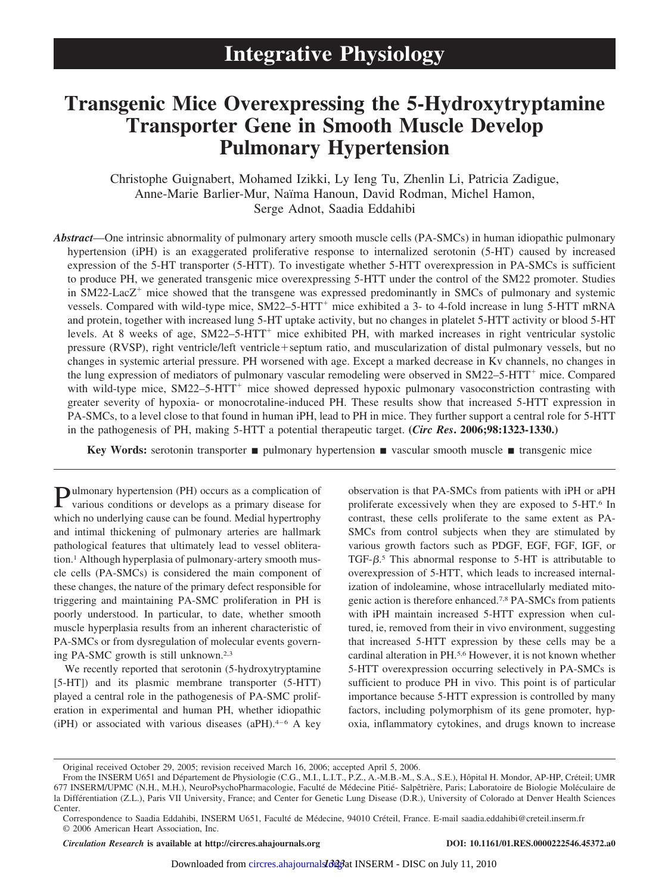# Integrative Physiology

# Transgenic Mice Overexpressing the 5-Hydroxytryptamine Transporter Gene in Smooth Muscle Develop Pulmonary Hypertension

Christophe Guignabert, Mohamed Izikki, Ly Ieng Tu, Zhenlin Li, Patricia Zadigue, Anne-Marie Barlier-Mur, Naïma Hanoun, David Rodman, Michel Hamon, Serge Adnot, Saadia Eddahibi

***Abstract***—One intrinsic abnormality of pulmonary artery smooth muscle cells (PA-SMCs) in human idiopathic pulmonary hypertension (iPH) is an exaggerated proliferative response to internalized serotonin (5-HT) caused by increased expression of the 5-HT transporter (5-HTT). To investigate whether 5-HTT overexpression in PA-SMCs is sufficient to produce PH, we generated transgenic mice overexpressing 5-HTT under the control of the SM22 promoter. Studies in SM22-LacZ$^+$ mice showed that the transgene was expressed predominantly in SMCs of pulmonary and systemic vessels. Compared with wild-type mice, SM22–5-HTT$^+$ mice exhibited a 3- to 4-fold increase in lung 5-HTT mRNA and protein, together with increased lung 5-HT uptake activity, but no changes in platelet 5-HTT activity or blood 5-HT levels. At 8 weeks of age, SM22–5-HTT$^+$ mice exhibited PH, with marked increases in right ventricular systolic pressure (RVSP), right ventricle/left ventricle+septum ratio, and muscularization of distal pulmonary vessels, but no changes in systemic arterial pressure. PH worsened with age. Except a marked decrease in Kv channels, no changes in the lung expression of mediators of pulmonary vascular remodeling were observed in SM22–5-HTT$^+$ mice. Compared with wild-type mice, SM22–5-HTT$^+$ mice showed depressed hypoxic pulmonary vasoconstriction contrasting with greater severity of hypoxia- or monocrotaline-induced PH. These results show that increased 5-HTT expression in PA-SMCs, to a level close to that found in human iPH, lead to PH in mice. They further support a central role for 5-HTT in the pathogenesis of PH, making 5-HTT a potential therapeutic target. **(*Circ Res*. 2006;98:1323-1330.)**

**Key Words:** serotonin transporter ■ pulmonary hypertension ■ vascular smooth muscle ■ transgenic mice

Pulmonary hypertension (PH) occurs as a complication of various conditions or develops as a primary disease for which no underlying cause can be found. Medial hypertrophy and intimal thickening of pulmonary arteries are hallmark pathological features that ultimately lead to vessel obliteration.[1] Although hyperplasia of pulmonary-artery smooth muscle cells (PA-SMCs) is considered the main component of these changes, the nature of the primary defect responsible for triggering and maintaining PA-SMC proliferation in PH is poorly understood. In particular, to date, whether smooth muscle hyperplasia results from an inherent characteristic of PA-SMCs or from dysregulation of molecular events governing PA-SMC growth is still unknown.[2,3]

We recently reported that serotonin (5-hydroxytryptamine [5-HT]) and its plasmic membrane transporter (5-HTT) played a central role in the pathogenesis of PA-SMC proliferation in experimental and human PH, whether idiopathic (iPH) or associated with various diseases (aPH).[4–6] A key observation is that PA-SMCs from patients with iPH or aPH proliferate excessively when they are exposed to 5-HT.[6] In contrast, these cells proliferate to the same extent as PA-SMCs from control subjects when they are stimulated by various growth factors such as PDGF, EGF, FGF, IGF, or TGF-$\beta$.[5] This abnormal response to 5-HT is attributable to overexpression of 5-HTT, which leads to increased internalization of indoleamine, whose intracellularly mediated mitogenic action is therefore enhanced.[7,8] PA-SMCs from patients with iPH maintain increased 5-HTT expression when cultured, ie, removed from their in vivo environment, suggesting that increased 5-HTT expression by these cells may be a cardinal alteration in PH.[5,6] However, it is not known whether 5-HTT overexpression occurring selectively in PA-SMCs is sufficient to produce PH in vivo. This point is of particular importance because 5-HTT expression is controlled by many factors, including polymorphism of its gene promoter, hypoxia, inflammatory cytokines, and drugs known to increase

Original received October 29, 2005; revision received March 16, 2006; accepted April 5, 2006.

From the INSERM U651 and Département de Physiologie (C.G., M.I., L.I.T., P.Z., A.-M.B.-M., S.A., S.E.), Hôpital H. Mondor, AP-HP, Créteil; UMR 677 INSERM/UPMC (N.H., M.H.), NeuroPsychoPharmacologie, Faculté de Médecine Pitié- Salpêtrière, Paris; Laboratoire de Biologie Moléculaire de la Différentiation (Z.L.), Paris VII University, France; and Center for Genetic Lung Disease (D.R.), University of Colorado at Denver Health Sciences Center.

Correspondence to Saadia Eddahibi, INSERM U651, Faculté de Médecine, 94010 Créteil, France. E-mail saadia.eddahibi@creteil.inserm.fr

© 2006 American Heart Association, Inc.

*Circulation Research* is available at http://circres.ahajournals.org DOI: 10.1161/01.RES.0000222546.45372.a0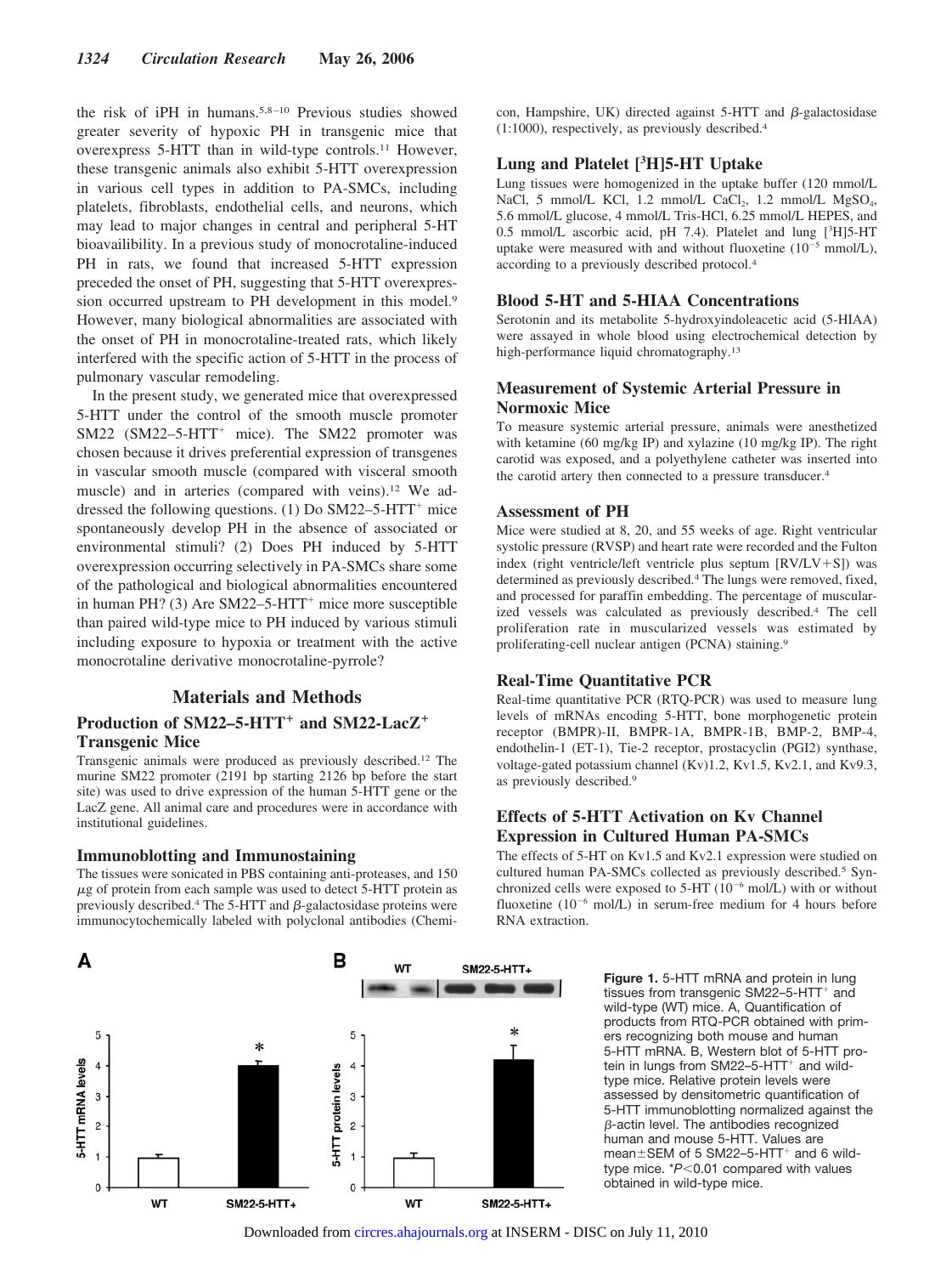the risk of iPH in humans.[5,8–10] Previous studies showed greater severity of hypoxic PH in transgenic mice that overexpress 5-HTT than in wild-type controls.[11] However, these transgenic animals also exhibit 5-HTT overexpression in various cell types in addition to PA-SMCs, including platelets, fibroblasts, endothelial cells, and neurons, which may lead to major changes in central and peripheral 5-HT bioavailibility. In a previous study of monocrotaline-induced PH in rats, we found that increased 5-HTT expression preceded the onset of PH, suggesting that 5-HTT overexpression occurred upstream to PH development in this model.[9] However, many biological abnormalities are associated with the onset of PH in monocrotaline-treated rats, which likely interfered with the specific action of 5-HTT in the process of pulmonary vascular remodeling.

In the present study, we generated mice that overexpressed 5-HTT under the control of the smooth muscle promoter SM22 (SM22–5-HTT$^+$ mice). The SM22 promoter was chosen because it drives preferential expression of transgenes in vascular smooth muscle (compared with visceral smooth muscle) and in arteries (compared with veins).[12] We addressed the following questions. (1) Do SM22–5-HTT$^+$ mice spontaneously develop PH in the absence of associated or environmental stimuli? (2) Does PH induced by 5-HTT overexpression occurring selectively in PA-SMCs share some of the pathological and biological abnormalities encountered in human PH? (3) Are SM22–5-HTT$^+$ mice more susceptible than paired wild-type mice to PH induced by various stimuli including exposure to hypoxia or treatment with the active monocrotaline derivative monocrotaline-pyrrole?

## Materials and Methods

### Production of SM22–5-HTT$^+$ and SM22-LacZ$^+$ Transgenic Mice

Transgenic animals were produced as previously described.[12] The murine SM22 promoter (2191 bp starting 2126 bp before the start site) was used to drive expression of the human 5-HTT gene or the LacZ gene. All animal care and procedures were in accordance with institutional guidelines.

### Immunoblotting and Immunostaining

The tissues were sonicated in PBS containing anti-proteases, and 150 μg of protein from each sample was used to detect 5-HTT protein as previously described.[4] The 5-HTT and β-galactosidase proteins were immunocytochemically labeled with polyclonal antibodies (Chemicon, Hampshire, UK) directed against 5-HTT and β-galactosidase (1:1000), respectively, as previously described.[4]

### Lung and Platelet [$^3$H]5-HT Uptake

Lung tissues were homogenized in the uptake buffer (120 mmol/L NaCl, 5 mmol/L KCl, 1.2 mmol/L $CaCl_2$, 1.2 mmol/L $MgSO_4$, 5.6 mmol/L glucose, 4 mmol/L Tris-HCl, 6.25 mmol/L HEPES, and 0.5 mmol/L ascorbic acid, pH 7.4). Platelet and lung [$^3$H]5-HT uptake were measured with and without fluoxetine ($10^{-5}$ mmol/L), according to a previously described protocol.[4]

### Blood 5-HT and 5-HIAA Concentrations

Serotonin and its metabolite 5-hydroxyindoleacetic acid (5-HIAA) were assayed in whole blood using electrochemical detection by high-performance liquid chromatography.[13]

### Measurement of Systemic Arterial Pressure in Normoxic Mice

To measure systemic arterial pressure, animals were anesthetized with ketamine (60 mg/kg IP) and xylazine (10 mg/kg IP). The right carotid was exposed, and a polyethylene catheter was inserted into the carotid artery then connected to a pressure transducer.[4]

### Assessment of PH

Mice were studied at 8, 20, and 55 weeks of age. Right ventricular systolic pressure (RVSP) and heart rate were recorded and the Fulton index (right ventricle/left ventricle plus septum [RV/LV+S]) was determined as previously described.[4] The lungs were removed, fixed, and processed for paraffin embedding. The percentage of muscularized vessels was calculated as previously described.[4] The cell proliferation rate in muscularized vessels was estimated by proliferating-cell nuclear antigen (PCNA) staining.[9]

### Real-Time Quantitative PCR

Real-time quantitative PCR (RTQ-PCR) was used to measure lung levels of mRNAs encoding 5-HTT, bone morphogenetic protein receptor (BMPR)-II, BMPR-1A, BMPR-1B, BMP-2, BMP-4, endothelin-1 (ET-1), Tie-2 receptor, prostacyclin (PGI2) synthase, voltage-gated potassium channel (Kv)1.2, Kv1.5, Kv2.1, and Kv9.3, as previously described.[9]

### Effects of 5-HTT Activation on Kv Channel Expression in Cultured Human PA-SMCs

The effects of 5-HT on Kv1.5 and Kv2.1 expression were studied on cultured human PA-SMCs collected as previously described.[5] Synchronized cells were exposed to 5-HT ($10^{-6}$ mol/L) with or without fluoxetine ($10^{-6}$ mol/L) in serum-free medium for 4 hours before RNA extraction.

**Figure 1.** 5-HTT mRNA and protein in lung tissues from transgenic SM22–5-HTT$^+$ and wild-type (WT) mice. A, Quantification of products from RTQ-PCR obtained with primers recognizing both mouse and human 5-HTT mRNA. B, Western blot of 5-HTT protein in lungs from SM22–5-HTT$^+$ and wild-type mice. Relative protein levels were assessed by densitometric quantification of 5-HTT immunoblotting normalized against the β-actin level. The antibodies recognized human and mouse 5-HTT. Values are mean±SEM of 5 SM22–5-HTT$^+$ and 6 wild-type mice. *$P<0.01$ compared with values obtained in wild-type mice.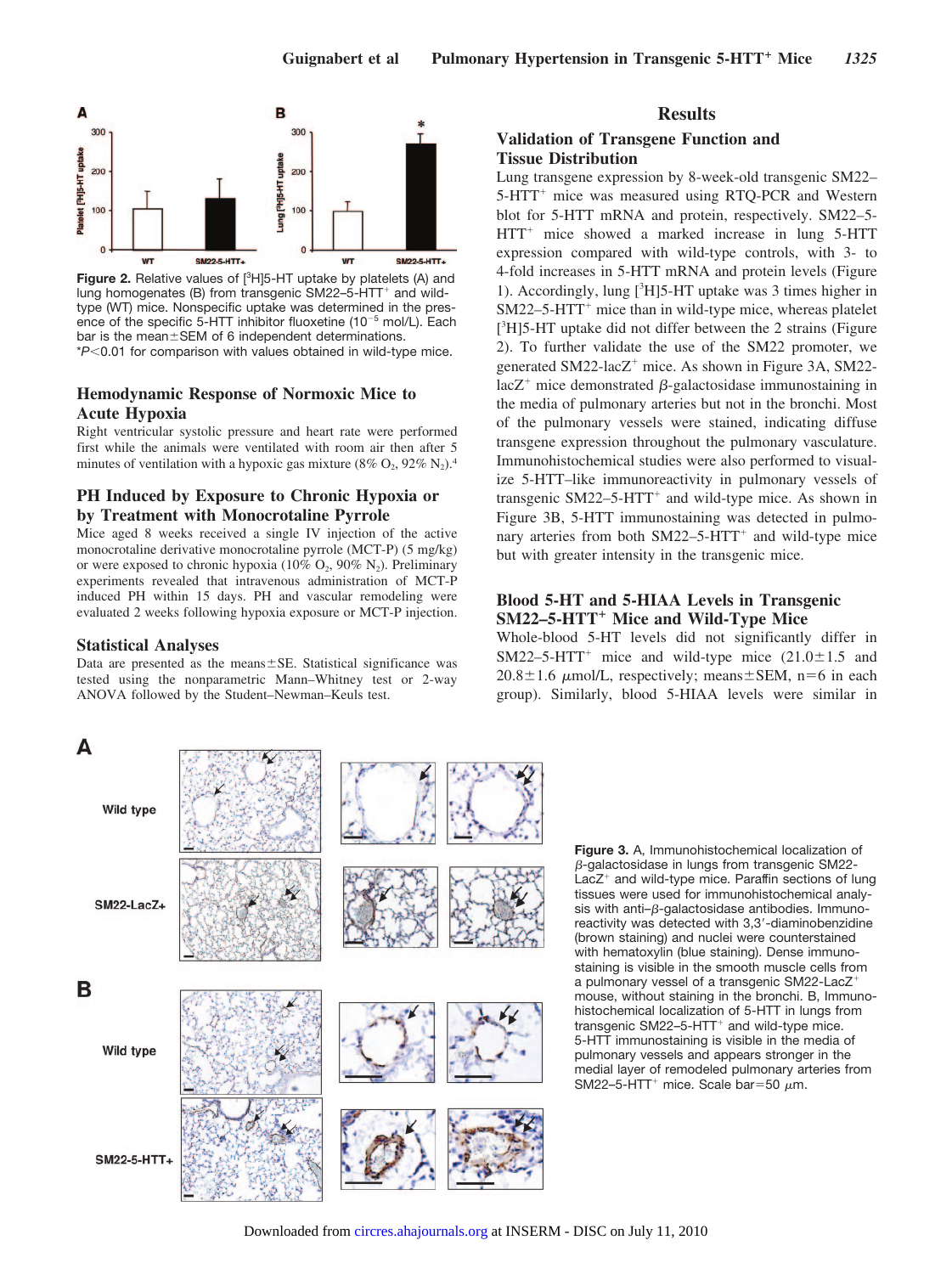**Figure 2.** Relative values of [$^3$H]5-HT uptake by platelets (A) and lung homogenates (B) from transgenic SM22–5-HTT$^+$ and wild-type (WT) mice. Nonspecific uptake was determined in the presence of the specific 5-HTT inhibitor fluoxetine ($10^{-5}$ mol/L). Each bar is the mean±SEM of 6 independent determinations. *$P<0.01$ for comparison with values obtained in wild-type mice.

### Hemodynamic Response of Normoxic Mice to Acute Hypoxia

Right ventricular systolic pressure and heart rate were performed first while the animals were ventilated with room air then after 5 minutes of ventilation with a hypoxic gas mixture (8% $O_2$, 92% $N_2$).[4]

### PH Induced by Exposure to Chronic Hypoxia or by Treatment with Monocrotaline Pyrrole

Mice aged 8 weeks received a single IV injection of the active monocrotaline derivative monocrotaline pyrrole (MCT-P) (5 mg/kg) or were exposed to chronic hypoxia (10% $O_2$, 90% $N_2$). Preliminary experiments revealed that intravenous administration of MCT-P induced PH within 15 days. PH and vascular remodeling were evaluated 2 weeks following hypoxia exposure or MCT-P injection.

### Statistical Analyses

Data are presented as the means±SE. Statistical significance was tested using the nonparametric Mann–Whitney test or 2-way ANOVA followed by the Student–Newman–Keuls test.

## Results

### Validation of Transgene Function and Tissue Distribution

Lung transgene expression by 8-week-old transgenic SM22–5-HTT$^+$ mice was measured using RTQ-PCR and Western blot for 5-HTT mRNA and protein, respectively. SM22–5-HTT$^+$ mice showed a marked increase in lung 5-HTT expression compared with wild-type controls, with 3- to 4-fold increases in 5-HTT mRNA and protein levels (Figure 1). Accordingly, lung [$^3$H]5-HT uptake was 3 times higher in SM22–5-HTT$^+$ mice than in wild-type mice, whereas platelet [$^3$H]5-HT uptake did not differ between the 2 strains (Figure 2). To further validate the use of the SM22 promoter, we generated SM22-lacZ$^+$ mice. As shown in Figure 3A, SM22-lacZ$^+$ mice demonstrated $\beta$-galactosidase immunostaining in the media of pulmonary arteries but not in the bronchi. Most of the pulmonary vessels were stained, indicating diffuse transgene expression throughout the pulmonary vasculature. Immunohistochemical studies were also performed to visualize 5-HTT–like immunoreactivity in pulmonary vessels of transgenic SM22–5-HTT$^+$ and wild-type mice. As shown in Figure 3B, 5-HTT immunostaining was detected in pulmonary arteries from both SM22–5-HTT$^+$ and wild-type mice but with greater intensity in the transgenic mice.

### Blood 5-HT and 5-HIAA Levels in Transgenic SM22–5-HTT$^+$ Mice and Wild-Type Mice

Whole-blood 5-HT levels did not significantly differ in SM22–5-HTT$^+$ mice and wild-type mice (21.0±1.5 and 20.8±1.6 $\mu$mol/L, respectively; means±SEM, n=6 in each group). Similarly, blood 5-HIAA levels were similar in

**Figure 3.** A, Immunohistochemical localization of $\beta$-galactosidase in lungs from transgenic SM22-LacZ$^+$ and wild-type mice. Paraffin sections of lung tissues were used for immunohistochemical analysis with anti–$\beta$-galactosidase antibodies. Immunoreactivity was detected with 3,3′-diaminobenzidine (brown staining) and nuclei were counterstained with hematoxylin (blue staining). Dense immunostaining is visible in the smooth muscle cells from a pulmonary vessel of a transgenic SM22-LacZ$^+$ mouse, without staining in the bronchi. B, Immunohistochemical localization of 5-HTT in lungs from transgenic SM22–5-HTT$^+$ and wild-type mice. 5-HTT immunostaining is visible in the media of pulmonary vessels and appears stronger in the medial layer of remodeled pulmonary arteries from SM22–5-HTT$^+$ mice. Scale bar=50 $\mu$m.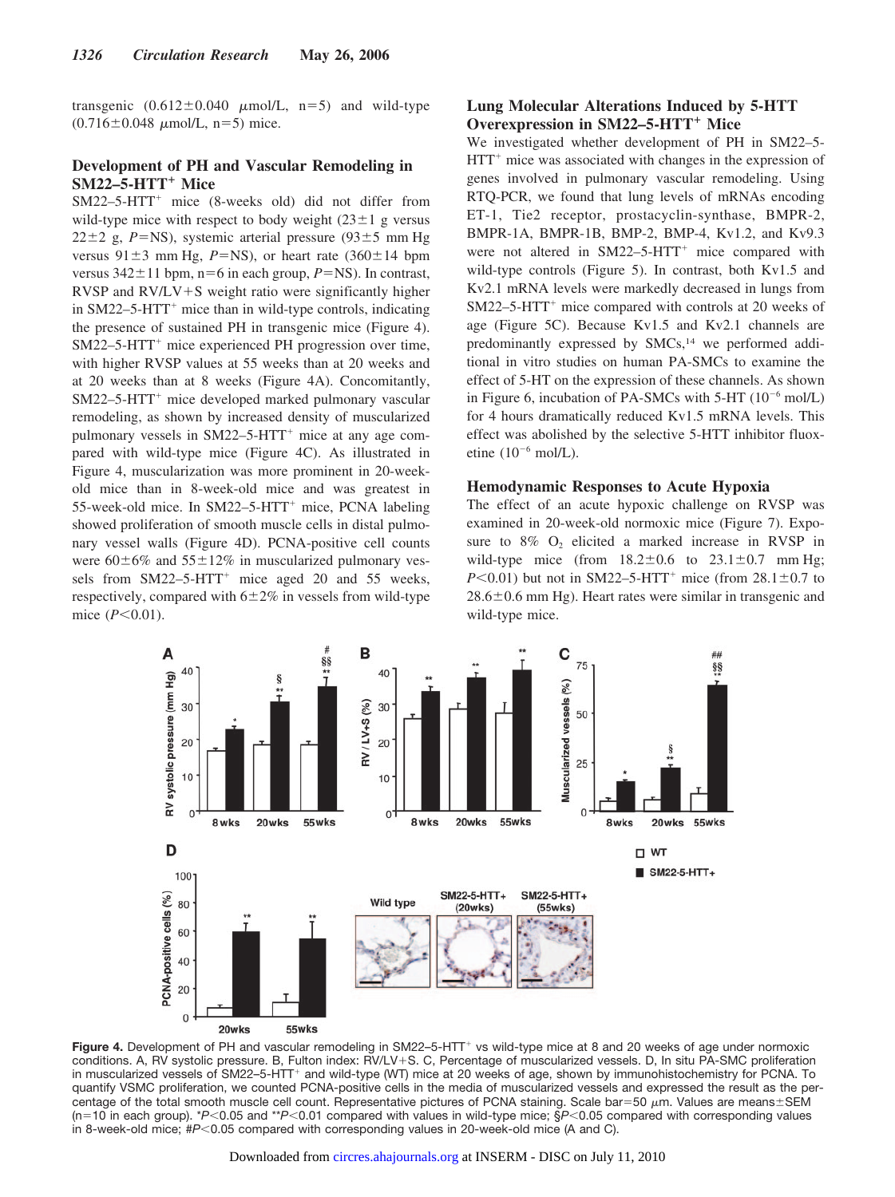transgenic ($0.612 \pm 0.040$ μmol/L, n=5) and wild-type ($0.716 \pm 0.048$ μmol/L, n=5) mice.

### Development of PH and Vascular Remodeling in SM22–5-HTT$^{+}$ Mice

SM22–5-HTT$^{+}$ mice (8-weeks old) did not differ from wild-type mice with respect to body weight ($23 \pm 1$ g versus $22 \pm 2$ g, $P$=NS), systemic arterial pressure ($93 \pm 5$ mm Hg versus $91 \pm 3$ mm Hg, $P$=NS), or heart rate ($360 \pm 14$ bpm versus $342 \pm 11$ bpm, n=6 in each group, $P$=NS). In contrast, RVSP and RV/LV+S weight ratio were significantly higher in SM22–5-HTT$^{+}$ mice than in wild-type controls, indicating the presence of sustained PH in transgenic mice (Figure 4). SM22–5-HTT$^{+}$ mice experienced PH progression over time, with higher RVSP values at 55 weeks than at 20 weeks and at 20 weeks than at 8 weeks (Figure 4A). Concomitantly, SM22–5-HTT$^{+}$ mice developed marked pulmonary vascular remodeling, as shown by increased density of muscularized pulmonary vessels in SM22–5-HTT$^{+}$ mice at any age compared with wild-type mice (Figure 4C). As illustrated in Figure 4, muscularization was more prominent in 20-week-old mice than in 8-week-old mice and was greatest in 55-week-old mice. In SM22–5-HTT$^{+}$ mice, PCNA labeling showed proliferation of smooth muscle cells in distal pulmonary vessel walls (Figure 4D). PCNA-positive cell counts were $60 \pm 6\%$ and $55 \pm 12\%$ in muscularized pulmonary vessels from SM22–5-HTT$^{+}$ mice aged 20 and 55 weeks, respectively, compared with $6 \pm 2\%$ in vessels from wild-type mice ($P<0.01$).

### Lung Molecular Alterations Induced by 5-HTT Overexpression in SM22–5-HTT$^{+}$ Mice

We investigated whether development of PH in SM22–5-HTT$^{+}$ mice was associated with changes in the expression of genes involved in pulmonary vascular remodeling. Using RTQ-PCR, we found that lung levels of mRNAs encoding ET-1, Tie2 receptor, prostacyclin-synthase, BMPR-2, BMPR-1A, BMPR-1B, BMP-2, BMP-4, Kv1.2, and Kv9.3 were not altered in SM22–5-HTT$^{+}$ mice compared with wild-type controls (Figure 5). In contrast, both Kv1.5 and Kv2.1 mRNA levels were markedly decreased in lungs from SM22–5-HTT$^{+}$ mice compared with controls at 20 weeks of age (Figure 5C). Because Kv1.5 and Kv2.1 channels are predominantly expressed by SMCs,[14] we performed additional in vitro studies on human PA-SMCs to examine the effect of 5-HT on the expression of these channels. As shown in Figure 6, incubation of PA-SMCs with 5-HT ($10^{-6}$ mol/L) for 4 hours dramatically reduced Kv1.5 mRNA levels. This effect was abolished by the selective 5-HTT inhibitor fluoxetine ($10^{-6}$ mol/L).

### Hemodynamic Responses to Acute Hypoxia

The effect of an acute hypoxic challenge on RVSP was examined in 20-week-old normoxic mice (Figure 7). Exposure to 8% $O_2$ elicited a marked increase in RVSP in wild-type mice (from $18.2 \pm 0.6$ to $23.1 \pm 0.7$ mm Hg; $P<0.01$) but not in SM22–5-HTT$^{+}$ mice (from $28.1 \pm 0.7$ to $28.6 \pm 0.6$ mm Hg). Heart rates were similar in transgenic and wild-type mice.

**Figure 4.** Development of PH and vascular remodeling in SM22–5-HTT$^{+}$ vs wild-type mice at 8 and 20 weeks of age under normoxic conditions. A, RV systolic pressure. B, Fulton index: RV/LV+S. C, Percentage of muscularized vessels. D, In situ PA-SMC proliferation in muscularized vessels of SM22–5-HTT$^{+}$ and wild-type (WT) mice at 20 weeks of age, shown by immunohistochemistry for PCNA. To quantify VSMC proliferation, we counted PCNA-positive cells in the media of muscularized vessels and expressed the result as the percentage of the total smooth muscle cell count. Representative pictures of PCNA staining. Scale bar=50 μm. Values are means±SEM (n=10 in each group). *$P<0.05$ and **$P<0.01$ compared with values in wild-type mice; §$P<0.05$ compared with corresponding values in 8-week-old mice; #$P<0.05$ compared with corresponding values in 20-week-old mice (A and C).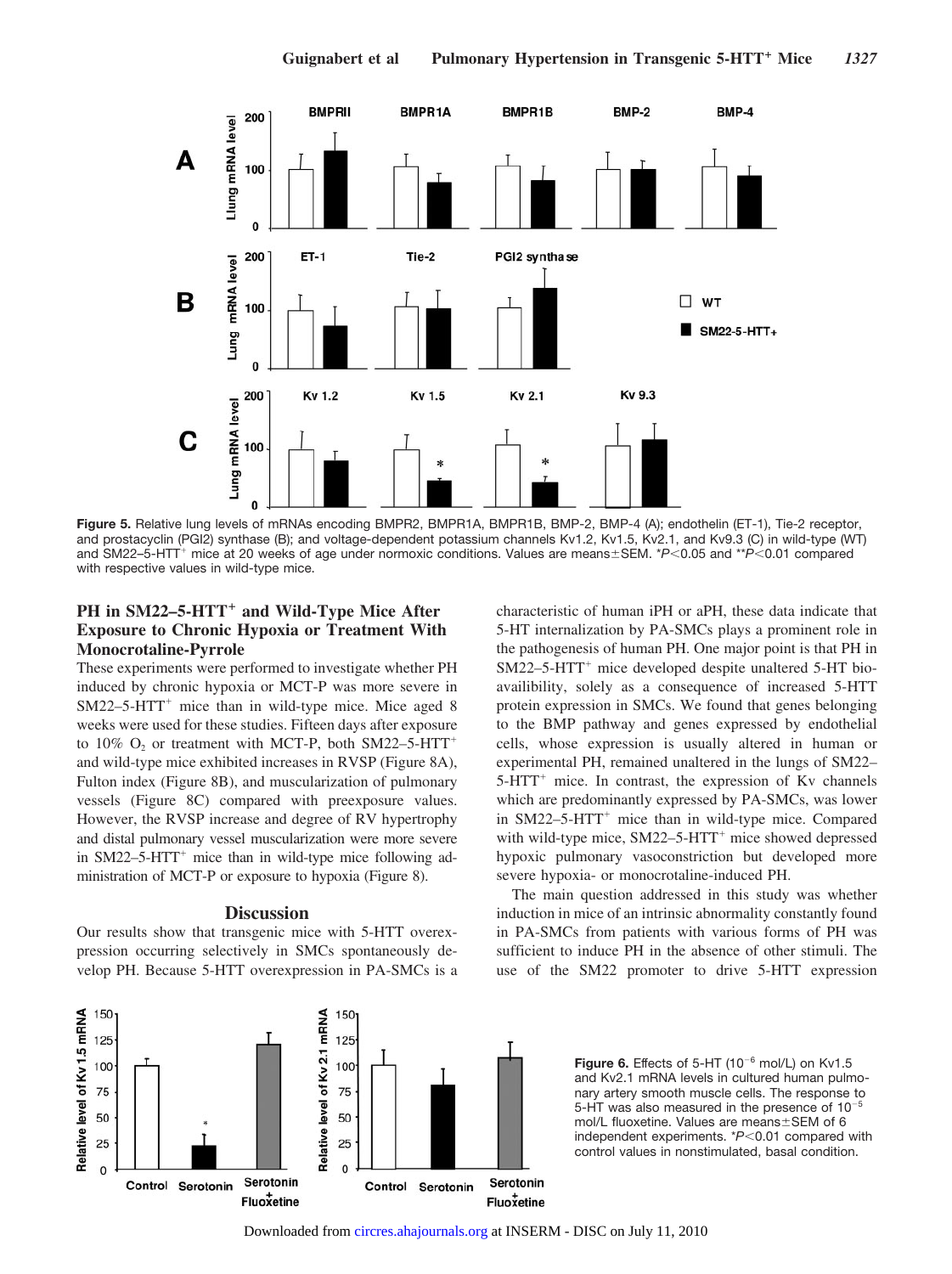**Figure 5.** Relative lung levels of mRNAs encoding BMPR2, BMPR1A, BMPR1B, BMP-2, BMP-4 (A); endothelin (ET-1), Tie-2 receptor, and prostacyclin (PGI2) synthase (B); and voltage-dependent potassium channels Kv1.2, Kv1.5, Kv2.1, and Kv9.3 (C) in wild-type (WT) and SM22–5-HTT[+] mice at 20 weeks of age under normoxic conditions. Values are means±SEM. *$P<0.05$ and **$P<0.01$ compared with respective values in wild-type mice.

### PH in SM22–5-HTT[+] and Wild-Type Mice After Exposure to Chronic Hypoxia or Treatment With Monocrotaline-Pyrrole

These experiments were performed to investigate whether PH induced by chronic hypoxia or MCT-P was more severe in SM22–5-HTT[+] mice than in wild-type mice. Mice aged 8 weeks were used for these studies. Fifteen days after exposure to 10% $O_2$ or treatment with MCT-P, both SM22–5-HTT[+] and wild-type mice exhibited increases in RVSP (Figure 8A), Fulton index (Figure 8B), and muscularization of pulmonary vessels (Figure 8C) compared with preexposure values. However, the RVSP increase and degree of RV hypertrophy and distal pulmonary vessel muscularization were more severe in SM22–5-HTT[+] mice than in wild-type mice following administration of MCT-P or exposure to hypoxia (Figure 8).

## Discussion

Our results show that transgenic mice with 5-HTT overexpression occurring selectively in SMCs spontaneously develop PH. Because 5-HTT overexpression in PA-SMCs is a characteristic of human iPH or aPH, these data indicate that 5-HT internalization by PA-SMCs plays a prominent role in the pathogenesis of human PH. One major point is that PH in SM22–5-HTT[+] mice developed despite unaltered 5-HT bioavailibility, solely as a consequence of increased 5-HTT protein expression in SMCs. We found that genes belonging to the BMP pathway and genes expressed by endothelial cells, whose expression is usually altered in human or experimental PH, remained unaltered in the lungs of SM22–5-HTT[+] mice. In contrast, the expression of Kv channels which are predominantly expressed by PA-SMCs, was lower in SM22–5-HTT[+] mice than in wild-type mice. Compared with wild-type mice, SM22–5-HTT[+] mice showed depressed hypoxic pulmonary vasoconstriction but developed more severe hypoxia- or monocrotaline-induced PH.

The main question addressed in this study was whether induction in mice of an intrinsic abnormality constantly found in PA-SMCs from patients with various forms of PH was sufficient to induce PH in the absence of other stimuli. The use of the SM22 promoter to drive 5-HTT expression

**Figure 6.** Effects of 5-HT ($10^{-6}$ mol/L) on Kv1.5 and Kv2.1 mRNA levels in cultured human pulmonary artery smooth muscle cells. The response to 5-HT was also measured in the presence of $10^{-5}$ mol/L fluoxetine. Values are means±SEM of 6 independent experiments. *$P<0.01$ compared with control values in nonstimulated, basal condition.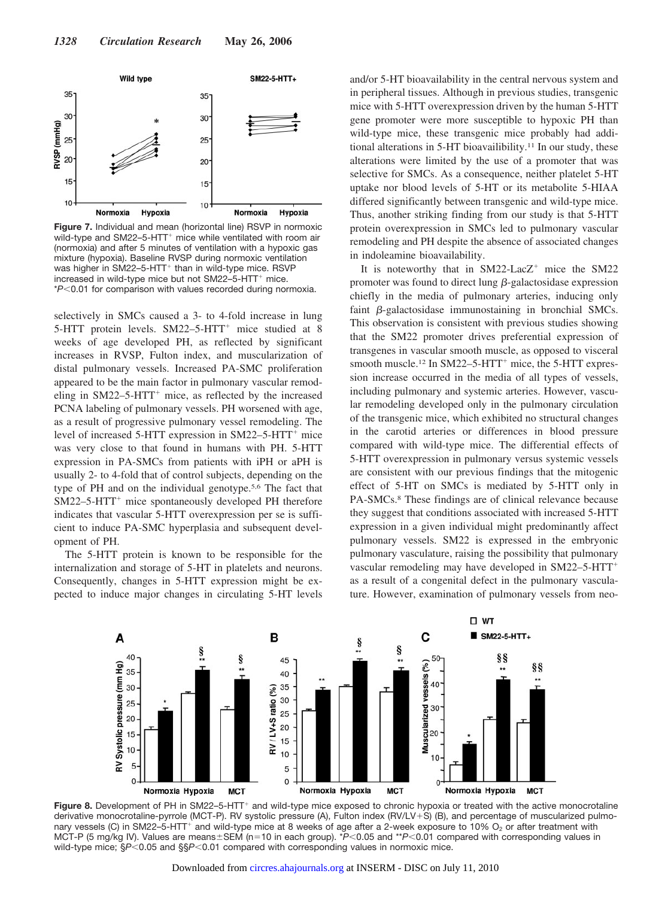**Figure 7.** Individual and mean (horizontal line) RSVP in normoxic wild-type and SM22–5-HTT$^+$ mice while ventilated with room air (normoxia) and after 5 minutes of ventilation with a hypoxic gas mixture (hypoxia). Baseline RVSP during normoxic ventilation was higher in SM22–5-HTT$^+$ than in wild-type mice. RSVP increased in wild-type mice but not SM22–5-HTT$^+$ mice. *$P<0.01$ for comparison with values recorded during normoxia.

selectively in SMCs caused a 3- to 4-fold increase in lung 5-HTT protein levels. SM22–5-HTT$^+$ mice studied at 8 weeks of age developed PH, as reflected by significant increases in RVSP, Fulton index, and muscularization of distal pulmonary vessels. Increased PA-SMC proliferation appeared to be the main factor in pulmonary vascular remodeling in SM22–5-HTT$^+$ mice, as reflected by the increased PCNA labeling of pulmonary vessels. PH worsened with age, as a result of progressive pulmonary vessel remodeling. The level of increased 5-HTT expression in SM22–5-HTT$^+$ mice was very close to that found in humans with PH. 5-HTT expression in PA-SMCs from patients with iPH or aPH is usually 2- to 4-fold that of control subjects, depending on the type of PH and on the individual genotype.[5,6] The fact that SM22–5-HTT$^+$ mice spontaneously developed PH therefore indicates that vascular 5-HTT overexpression per se is sufficient to induce PA-SMC hyperplasia and subsequent development of PH.

The 5-HTT protein is known to be responsible for the internalization and storage of 5-HT in platelets and neurons. Consequently, changes in 5-HTT expression might be expected to induce major changes in circulating 5-HT levels and/or 5-HT bioavailability in the central nervous system and in peripheral tissues. Although in previous studies, transgenic mice with 5-HTT overexpression driven by the human 5-HTT gene promoter were more susceptible to hypoxic PH than wild-type mice, these transgenic mice probably had additional alterations in 5-HT bioavailibility.[11] In our study, these alterations were limited by the use of a promoter that was selective for SMCs. As a consequence, neither platelet 5-HT uptake nor blood levels of 5-HT or its metabolite 5-HIAA differed significantly between transgenic and wild-type mice. Thus, another striking finding from our study is that 5-HTT protein overexpression in SMCs led to pulmonary vascular remodeling and PH despite the absence of associated changes in indoleamine bioavailability.

It is noteworthy that in SM22-LacZ$^+$ mice the SM22 promoter was found to direct lung β-galactosidase expression chiefly in the media of pulmonary arteries, inducing only faint β-galactosidase immunostaining in bronchial SMCs. This observation is consistent with previous studies showing that the SM22 promoter drives preferential expression of transgenes in vascular smooth muscle, as opposed to visceral smooth muscle.[12] In SM22–5-HTT$^+$ mice, the 5-HTT expression increase occurred in the media of all types of vessels, including pulmonary and systemic arteries. However, vascular remodeling developed only in the pulmonary circulation of the transgenic mice, which exhibited no structural changes in the carotid arteries or differences in blood pressure compared with wild-type mice. The differential effects of 5-HTT overexpression in pulmonary versus systemic vessels are consistent with our previous findings that the mitogenic effect of 5-HT on SMCs is mediated by 5-HTT only in PA-SMCs.[8] These findings are of clinical relevance because they suggest that conditions associated with increased 5-HTT expression in a given individual might predominantly affect pulmonary vessels. SM22 is expressed in the embryonic pulmonary vasculature, raising the possibility that pulmonary vascular remodeling may have developed in SM22–5-HTT$^+$ as a result of a congenital defect in the pulmonary vasculature. However, examination of pulmonary vessels from neo-

**Figure 8.** Development of PH in SM22–5-HTT$^+$ and wild-type mice exposed to chronic hypoxia or treated with the active monocrotaline derivative monocrotaline-pyrrole (MCT-P). RV systolic pressure (A), Fulton index (RV/LV+S) (B), and percentage of muscularized pulmonary vessels (C) in SM22–5-HTT$^+$ and wild-type mice at 8 weeks of age after a 2-week exposure to 10% $O_2$ or after treatment with MCT-P (5 mg/kg IV). Values are means±SEM (n=10 in each group). *$P<0.05$ and **$P<0.01$ compared with corresponding values in wild-type mice; §$P<0.05$ and §§$P<0.01$ compared with corresponding values in normoxic mice.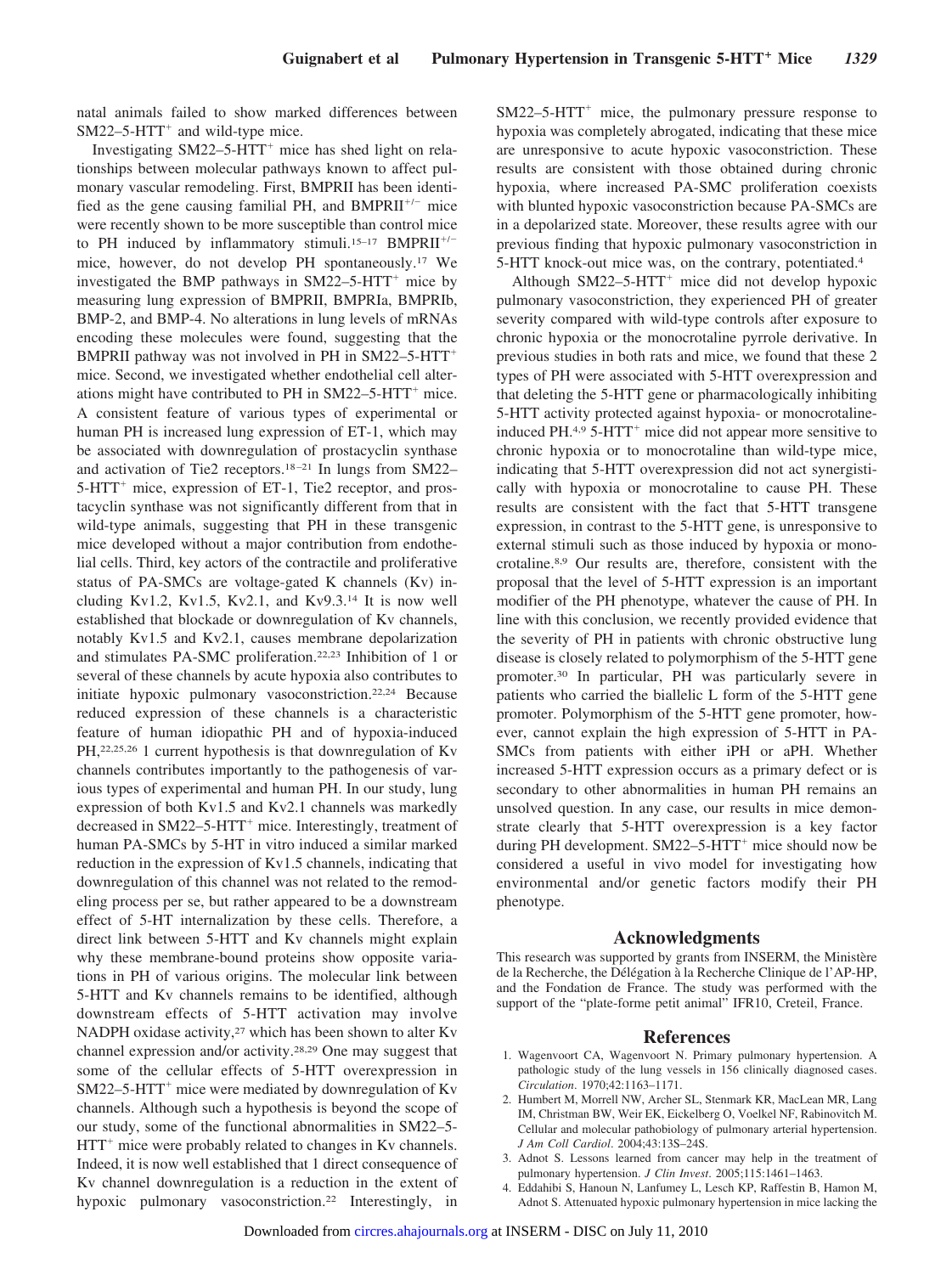natal animals failed to show marked differences between SM22–5-HTT$^{+}$ and wild-type mice.

Investigating SM22–5-HTT$^{+}$ mice has shed light on relationships between molecular pathways known to affect pulmonary vascular remodeling. First, BMPRII has been identified as the gene causing familial PH, and BMPRII$^{+/-}$ mice were recently shown to be more susceptible than control mice to PH induced by inflammatory stimuli.[15–17] BMPRII$^{+/-}$ mice, however, do not develop PH spontaneously.[17] We investigated the BMP pathways in SM22–5-HTT$^{+}$ mice by measuring lung expression of BMPRII, BMPRIa, BMPRIb, BMP-2, and BMP-4. No alterations in lung levels of mRNAs encoding these molecules were found, suggesting that the BMPRII pathway was not involved in PH in SM22–5-HTT$^{+}$ mice. Second, we investigated whether endothelial cell alterations might have contributed to PH in SM22–5-HTT$^{+}$ mice. A consistent feature of various types of experimental or human PH is increased lung expression of ET-1, which may be associated with downregulation of prostacyclin synthase and activation of Tie2 receptors.[18–21] In lungs from SM22–5-HTT$^{+}$ mice, expression of ET-1, Tie2 receptor, and prostacyclin synthase was not significantly different from that in wild-type animals, suggesting that PH in these transgenic mice developed without a major contribution from endothelial cells. Third, key actors of the contractile and proliferative status of PA-SMCs are voltage-gated K channels (Kv) including Kv1.2, Kv1.5, Kv2.1, and Kv9.3.[14] It is now well established that blockade or downregulation of Kv channels, notably Kv1.5 and Kv2.1, causes membrane depolarization and stimulates PA-SMC proliferation.[22,23] Inhibition of 1 or several of these channels by acute hypoxia also contributes to initiate hypoxic pulmonary vasoconstriction.[22,24] Because reduced expression of these channels is a characteristic feature of human idiopathic PH and of hypoxia-induced PH,[22,25,26] 1 current hypothesis is that downregulation of Kv channels contributes importantly to the pathogenesis of various types of experimental and human PH. In our study, lung expression of both Kv1.5 and Kv2.1 channels was markedly decreased in SM22–5-HTT$^{+}$ mice. Interestingly, treatment of human PA-SMCs by 5-HT in vitro induced a similar marked reduction in the expression of Kv1.5 channels, indicating that downregulation of this channel was not related to the remodeling process per se, but rather appeared to be a downstream effect of 5-HT internalization by these cells. Therefore, a direct link between 5-HTT and Kv channels might explain why these membrane-bound proteins show opposite variations in PH of various origins. The molecular link between 5-HTT and Kv channels remains to be identified, although downstream effects of 5-HTT activation may involve NADPH oxidase activity,[27] which has been shown to alter Kv channel expression and/or activity.[28,29] One may suggest that some of the cellular effects of 5-HTT overexpression in SM22–5-HTT$^{+}$ mice were mediated by downregulation of Kv channels. Although such a hypothesis is beyond the scope of our study, some of the functional abnormalities in SM22–5-HTT$^{+}$ mice were probably related to changes in Kv channels. Indeed, it is now well established that 1 direct consequence of Kv channel downregulation is a reduction in the extent of hypoxic pulmonary vasoconstriction.[22] Interestingly, in SM22–5-HTT$^{+}$ mice, the pulmonary pressure response to hypoxia was completely abrogated, indicating that these mice are unresponsive to acute hypoxic vasoconstriction. These results are consistent with those obtained during chronic hypoxia, where increased PA-SMC proliferation coexists with blunted hypoxic vasoconstriction because PA-SMCs are in a depolarized state. Moreover, these results agree with our previous finding that hypoxic pulmonary vasoconstriction in 5-HTT knock-out mice was, on the contrary, potentiated.[4]

Although SM22–5-HTT$^{+}$ mice did not develop hypoxic pulmonary vasoconstriction, they experienced PH of greater severity compared with wild-type controls after exposure to chronic hypoxia or the monocrotaline pyrrole derivative. In previous studies in both rats and mice, we found that these 2 types of PH were associated with 5-HTT overexpression and that deleting the 5-HTT gene or pharmacologically inhibiting 5-HTT activity protected against hypoxia- or monocrotaline-induced PH.[4,9] 5-HTT$^{+}$ mice did not appear more sensitive to chronic hypoxia or to monocrotaline than wild-type mice, indicating that 5-HTT overexpression did not act synergistically with hypoxia or monocrotaline to cause PH. These results are consistent with the fact that 5-HTT transgene expression, in contrast to the 5-HTT gene, is unresponsive to external stimuli such as those induced by hypoxia or monocrotaline.[8,9] Our results are, therefore, consistent with the proposal that the level of 5-HTT expression is an important modifier of the PH phenotype, whatever the cause of PH. In line with this conclusion, we recently provided evidence that the severity of PH in patients with chronic obstructive lung disease is closely related to polymorphism of the 5-HTT gene promoter.[30] In particular, PH was particularly severe in patients who carried the biallelic L form of the 5-HTT gene promoter. Polymorphism of the 5-HTT gene promoter, however, cannot explain the high expression of 5-HTT in PA-SMCs from patients with either iPH or aPH. Whether increased 5-HTT expression occurs as a primary defect or is secondary to other abnormalities in human PH remains an unsolved question. In any case, our results in mice demonstrate clearly that 5-HTT overexpression is a key factor during PH development. SM22–5-HTT$^{+}$ mice should now be considered a useful in vivo model for investigating how environmental and/or genetic factors modify their PH phenotype.

## Acknowledgments

This research was supported by grants from INSERM, the Ministère de la Recherche, the Délégation à la Recherche Clinique de l'AP-HP, and the Fondation de France. The study was performed with the support of the "plate-forme petit animal" IFR10, Creteil, France.

## References

1. Wagenvoort CA, Wagenvoort N. Primary pulmonary hypertension. A pathologic study of the lung vessels in 156 clinically diagnosed cases. *Circulation*. 1970;42:1163–1171.
2. Humbert M, Morrell NW, Archer SL, Stenmark KR, MacLean MR, Lang IM, Christman BW, Weir EK, Eickelberg O, Voelkel NF, Rabinovitch M. Cellular and molecular pathobiology of pulmonary arterial hypertension. *J Am Coll Cardiol*. 2004;43:13S–24S.
3. Adnot S. Lessons learned from cancer may help in the treatment of pulmonary hypertension. *J Clin Invest*. 2005;115:1461–1463.
4. Eddahibi S, Hanoun N, Lanfumey L, Lesch KP, Raffestin B, Hamon M, Adnot S. Attenuated hypoxic pulmonary hypertension in mice lacking the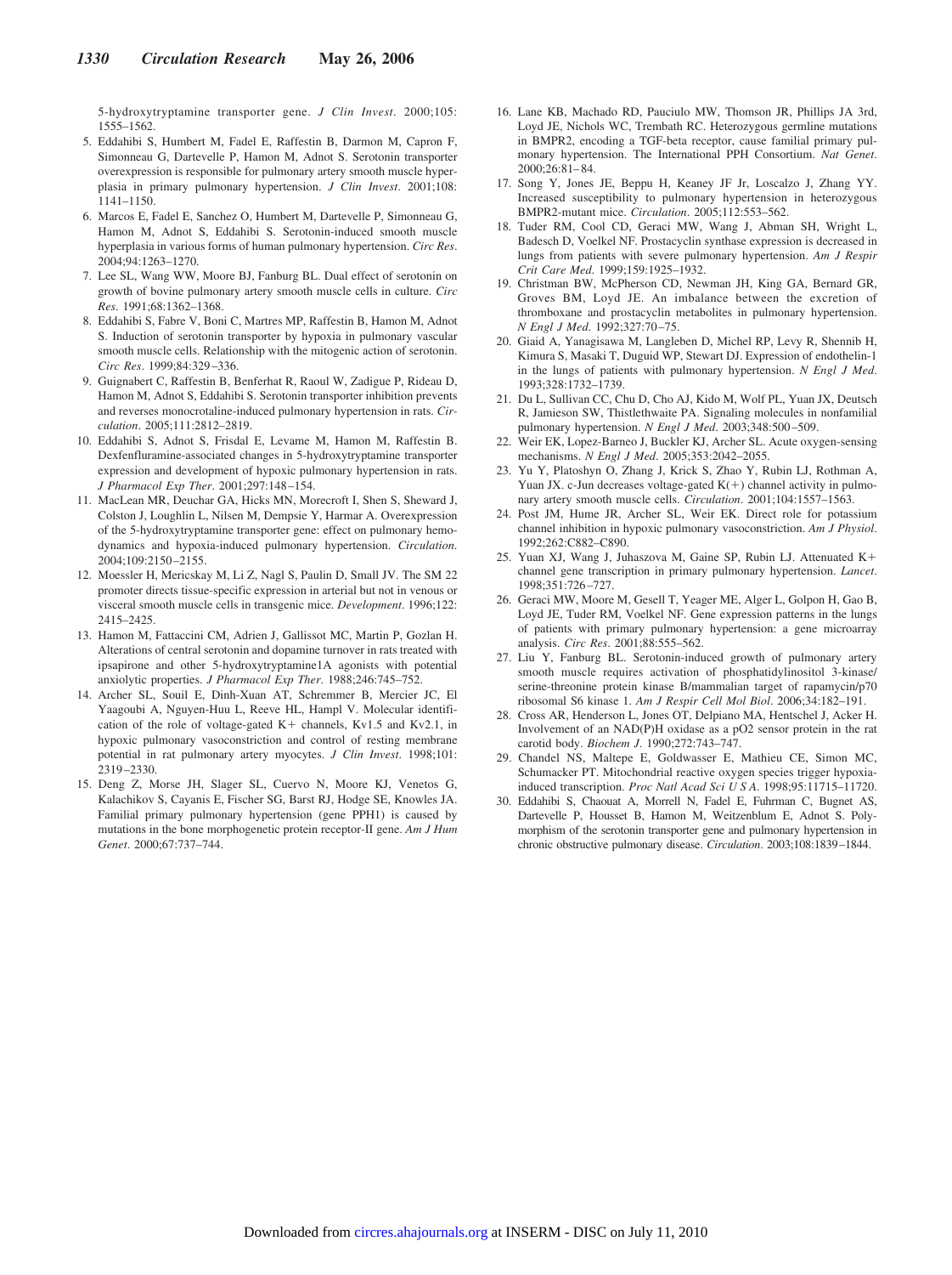5-hydroxytryptamine transporter gene. *J Clin Invest*. 2000;105: 1555–1562.

5. Eddahibi S, Humbert M, Fadel E, Raffestin B, Darmon M, Capron F, Simonneau G, Dartevelle P, Hamon M, Adnot S. Serotonin transporter overexpression is responsible for pulmonary artery smooth muscle hyperplasia in primary pulmonary hypertension. *J Clin Invest*. 2001;108: 1141–1150.
6. Marcos E, Fadel E, Sanchez O, Humbert M, Dartevelle P, Simonneau G, Hamon M, Adnot S, Eddahibi S. Serotonin-induced smooth muscle hyperplasia in various forms of human pulmonary hypertension. *Circ Res*. 2004;94:1263–1270.
7. Lee SL, Wang WW, Moore BJ, Fanburg BL. Dual effect of serotonin on growth of bovine pulmonary artery smooth muscle cells in culture. *Circ Res*. 1991;68:1362–1368.
8. Eddahibi S, Fabre V, Boni C, Martres MP, Raffestin B, Hamon M, Adnot S. Induction of serotonin transporter by hypoxia in pulmonary vascular smooth muscle cells. Relationship with the mitogenic action of serotonin. *Circ Res*. 1999;84:329–336.
9. Guignabert C, Raffestin B, Benferhat R, Raoul W, Zadigue P, Rideau D, Hamon M, Adnot S, Eddahibi S. Serotonin transporter inhibition prevents and reverses monocrotaline-induced pulmonary hypertension in rats. *Circulation*. 2005;111:2812–2819.
10. Eddahibi S, Adnot S, Frisdal E, Levame M, Hamon M, Raffestin B. Dexfenfluramine-associated changes in 5-hydroxytryptamine transporter expression and development of hypoxic pulmonary hypertension in rats. *J Pharmacol Exp Ther*. 2001;297:148–154.
11. MacLean MR, Deuchar GA, Hicks MN, Morecroft I, Shen S, Sheward J, Colston J, Loughlin L, Nilsen M, Dempsie Y, Harmar A. Overexpression of the 5-hydroxytryptamine transporter gene: effect on pulmonary hemodynamics and hypoxia-induced pulmonary hypertension. *Circulation*. 2004;109:2150–2155.
12. Moessler H, Mericskay M, Li Z, Nagl S, Paulin D, Small JV. The SM 22 promoter directs tissue-specific expression in arterial but not in venous or visceral smooth muscle cells in transgenic mice. *Development*. 1996;122: 2415–2425.
13. Hamon M, Fattaccini CM, Adrien J, Gallissot MC, Martin P, Gozlan H. Alterations of central serotonin and dopamine turnover in rats treated with ipsapirone and other 5-hydroxytryptamine1A agonists with potential anxiolytic properties. *J Pharmacol Exp Ther*. 1988;246:745–752.
14. Archer SL, Souil E, Dinh-Xuan AT, Schremmer B, Mercier JC, El Yaagoubi A, Nguyen-Huu L, Reeve HL, Hampl V. Molecular identification of the role of voltage-gated K+ channels, Kv1.5 and Kv2.1, in hypoxic pulmonary vasoconstriction and control of resting membrane potential in rat pulmonary artery myocytes. *J Clin Invest*. 1998;101: 2319–2330.
15. Deng Z, Morse JH, Slager SL, Cuervo N, Moore KJ, Venetos G, Kalachikov S, Cayanis E, Fischer SG, Barst RJ, Hodge SE, Knowles JA. Familial primary pulmonary hypertension (gene PPH1) is caused by mutations in the bone morphogenetic protein receptor-II gene. *Am J Hum Genet*. 2000;67:737–744.
16. Lane KB, Machado RD, Pauciulo MW, Thomson JR, Phillips JA 3rd, Loyd JE, Nichols WC, Trembath RC. Heterozygous germline mutations in BMPR2, encoding a TGF-beta receptor, cause familial primary pulmonary hypertension. The International PPH Consortium. *Nat Genet*. 2000;26:81–84.
17. Song Y, Jones JE, Beppu H, Keaney JF Jr, Loscalzo J, Zhang YY. Increased susceptibility to pulmonary hypertension in heterozygous BMPR2-mutant mice. *Circulation*. 2005;112:553–562.
18. Tuder RM, Cool CD, Geraci MW, Wang J, Abman SH, Wright L, Badesch D, Voelkel NF. Prostacyclin synthase expression is decreased in lungs from patients with severe pulmonary hypertension. *Am J Respir Crit Care Med*. 1999;159:1925–1932.
19. Christman BW, McPherson CD, Newman JH, King GA, Bernard GR, Groves BM, Loyd JE. An imbalance between the excretion of thromboxane and prostacyclin metabolites in pulmonary hypertension. *N Engl J Med*. 1992;327:70–75.
20. Giaid A, Yanagisawa M, Langleben D, Michel RP, Levy R, Shennib H, Kimura S, Masaki T, Duguid WP, Stewart DJ. Expression of endothelin-1 in the lungs of patients with pulmonary hypertension. *N Engl J Med*. 1993;328:1732–1739.
21. Du L, Sullivan CC, Chu D, Cho AJ, Kido M, Wolf PL, Yuan JX, Deutsch R, Jamieson SW, Thistlethwaite PA. Signaling molecules in nonfamilial pulmonary hypertension. *N Engl J Med*. 2003;348:500–509.
22. Weir EK, Lopez-Barneo J, Buckler KJ, Archer SL. Acute oxygen-sensing mechanisms. *N Engl J Med*. 2005;353:2042–2055.
23. Yu Y, Platoshyn O, Zhang J, Krick S, Zhao Y, Rubin LJ, Rothman A, Yuan JX. c-Jun decreases voltage-gated K(+) channel activity in pulmonary artery smooth muscle cells. *Circulation*. 2001;104:1557–1563.
24. Post JM, Hume JR, Archer SL, Weir EK. Direct role for potassium channel inhibition in hypoxic pulmonary vasoconstriction. *Am J Physiol*. 1992;262:C882–C890.
25. Yuan XJ, Wang J, Juhaszova M, Gaine SP, Rubin LJ. Attenuated K+ channel gene transcription in primary pulmonary hypertension. *Lancet*. 1998;351:726–727.
26. Geraci MW, Moore M, Gesell T, Yeager ME, Alger L, Golpon H, Gao B, Loyd JE, Tuder RM, Voelkel NF. Gene expression patterns in the lungs of patients with primary pulmonary hypertension: a gene microarray analysis. *Circ Res*. 2001;88:555–562.
27. Liu Y, Fanburg BL. Serotonin-induced growth of pulmonary artery smooth muscle requires activation of phosphatidylinositol 3-kinase/serine-threonine protein kinase B/mammalian target of rapamycin/p70 ribosomal S6 kinase 1. *Am J Respir Cell Mol Biol*. 2006;34:182–191.
28. Cross AR, Henderson L, Jones OT, Delpiano MA, Hentschel J, Acker H. Involvement of an NAD(P)H oxidase as a pO2 sensor protein in the rat carotid body. *Biochem J*. 1990;272:743–747.
29. Chandel NS, Maltepe E, Goldwasser E, Mathieu CE, Simon MC, Schumacker PT. Mitochondrial reactive oxygen species trigger hypoxia-induced transcription. *Proc Natl Acad Sci U S A*. 1998;95:11715–11720.
30. Eddahibi S, Chaouat A, Morrell N, Fadel E, Fuhrman C, Bugnet AS, Dartevelle P, Housset B, Hamon M, Weitzenblum E, Adnot S. Polymorphism of the serotonin transporter gene and pulmonary hypertension in chronic obstructive pulmonary disease. *Circulation*. 2003;108:1839–1844.